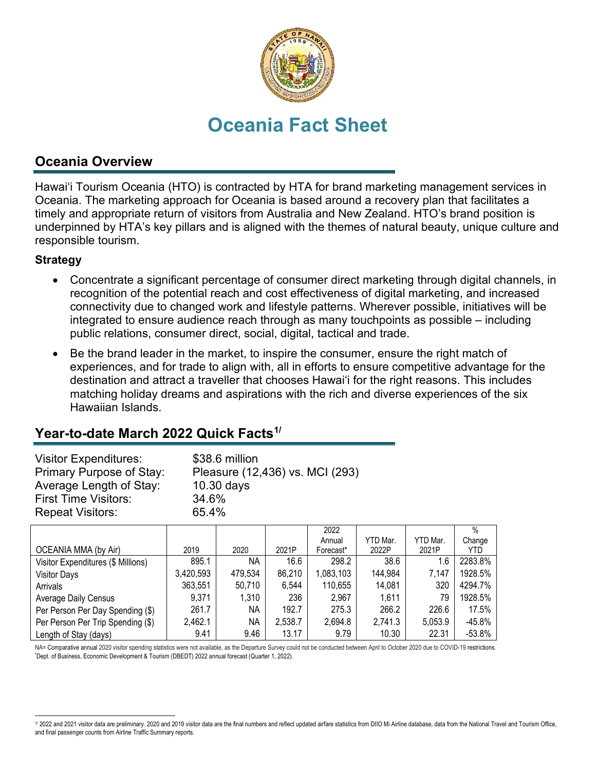# Oceania Fact Sheet

## Oceania Overview

Hawaiʻi Tourism Oceania (HTO) is contracted by HTA for brand marketing management services in Oceania. The marketing approach for Oceania is based around a recovery plan that facilitates a timely and appropriate return of visitors from Australia and New Zealand. HTO's brand position is underpinned by HTA's key pillars and is aligned with the themes of natural beauty, unique culture and responsible tourism.

### Strategy

- Concentrate a significant percentage of consumer direct marketing through digital channels, in recognition of the potential reach and cost effectiveness of digital marketing, and increased connectivity due to changed work and lifestyle patterns. Wherever possible, initiatives will be integrated to ensure audience reach through as many touchpoints as possible – including public relations, consumer direct, social, digital, tactical and trade.
- Be the brand leader in the market, to inspire the consumer, ensure the right match of experiences, and for trade to align with, all in efforts to ensure competitive advantage for the destination and attract a traveller that chooses Hawaiʻi for the right reasons. This includes matching holiday dreams and aspirations with the rich and diverse experiences of the six Hawaiian Islands.

## Year-to-date March 2022 Quick Facts[1/]

Visitor Expenditures: $38.6 million
Primary Purpose of Stay: Pleasure (12,436) vs. MCI (293)
Average Length of Stay: 10.30 days
First Time Visitors: 34.6%
Repeat Visitors: 65.4%

| OCEANIA MMA (by Air) | 2019 | 2020 | 2021P | 2022 Annual Forecast* | YTD Mar. 2022P | YTD Mar. 2021P | % Change YTD |
|---|---|---|---|---|---|---|---|
| Visitor Expenditures ($ Millions) | 895.1 | NA | 16.6 | 298.2 | 38.6 | 1.6 | 2283.8% |
| Visitor Days | 3,420,593 | 479,534 | 86,210 | 1,083,103 | 144,984 | 7,147 | 1928.5% |
| Arrivals | 363,551 | 50,710 | 6,544 | 110,655 | 14,081 | 320 | 4294.7% |
| Average Daily Census | 9,371 | 1,310 | 236 | 2,967 | 1,611 | 79 | 1928.5% |
| Per Person Per Day Spending ($) | 261.7 | NA | 192.7 | 275.3 | 266.2 | 226.6 | 17.5% |
| Per Person Per Trip Spending ($) | 2,462.1 | NA | 2,538.7 | 2,694.8 | 2,741.3 | 5,053.9 | -45.8% |
| Length of Stay (days) | 9.41 | 9.46 | 13.17 | 9.79 | 10.30 | 22.31 | -53.8% |

NA= Comparative annual 2020 visitor spending statistics were not available, as the Departure Survey could not be conducted between April to October 2020 due to COVID-19 restrictions.
*Dept. of Business, Economic Development & Tourism (DBEDT) 2022 annual forecast (Quarter 1, 2022).

[1/] 2022 and 2021 visitor data are preliminary. 2020 and 2019 visitor data are the final numbers and reflect updated airfare statistics from DIIO Mi Airline database, data from the National Travel and Tourism Office, and final passenger counts from Airline Traffic Summary reports.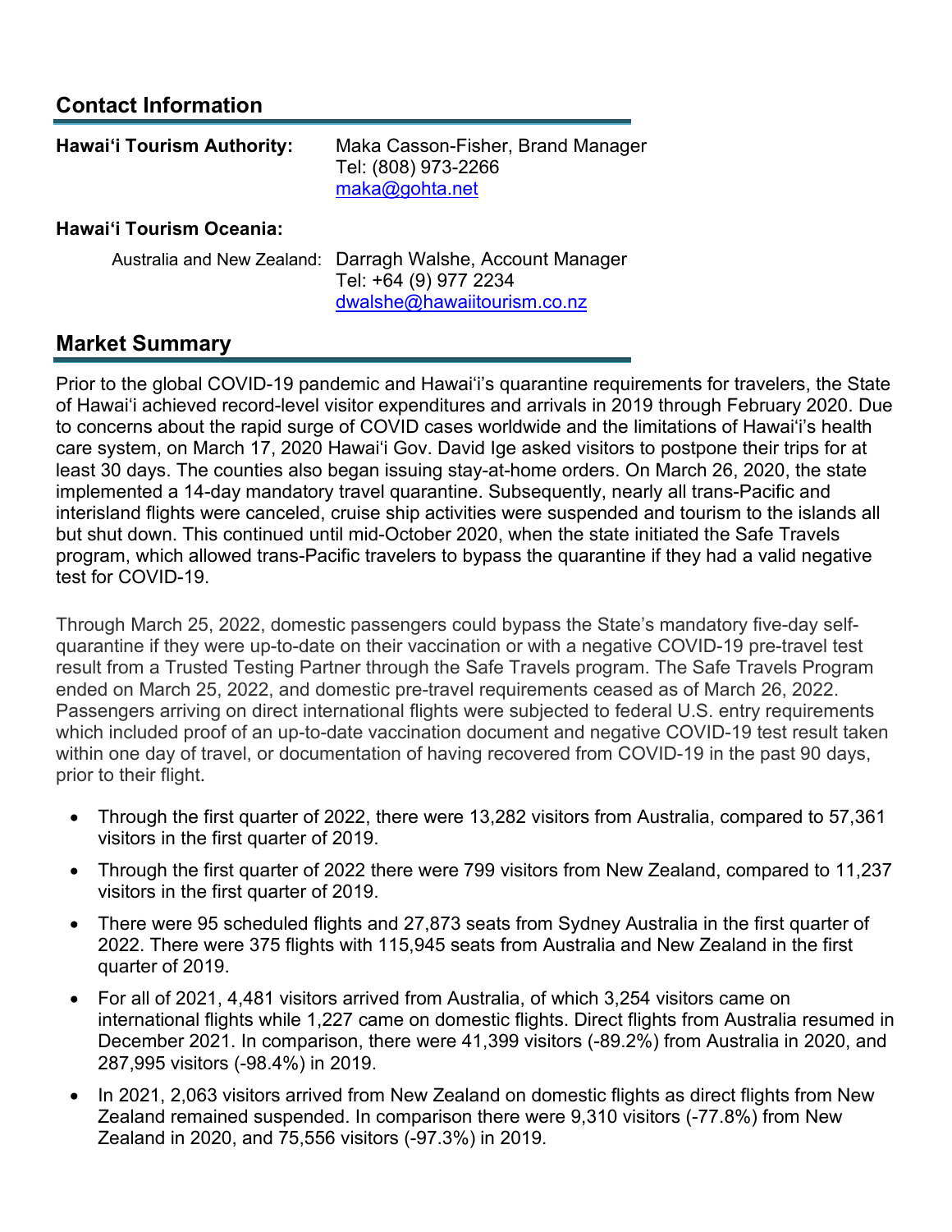## Contact Information

**Hawai'i Tourism Authority:** Maka Casson-Fisher, Brand Manager
Tel: (808) 973-2266
maka@gohta.net

**Hawai'i Tourism Oceania:**

Australia and New Zealand: Darragh Walshe, Account Manager
Tel: +64 (9) 977 2234
dwalshe@hawaiitourism.co.nz

## Market Summary

Prior to the global COVID-19 pandemic and Hawai'i's quarantine requirements for travelers, the State of Hawai'i achieved record-level visitor expenditures and arrivals in 2019 through February 2020. Due to concerns about the rapid surge of COVID cases worldwide and the limitations of Hawai'i's health care system, on March 17, 2020 Hawai'i Gov. David Ige asked visitors to postpone their trips for at least 30 days. The counties also began issuing stay-at-home orders. On March 26, 2020, the state implemented a 14-day mandatory travel quarantine. Subsequently, nearly all trans-Pacific and interisland flights were canceled, cruise ship activities were suspended and tourism to the islands all but shut down. This continued until mid-October 2020, when the state initiated the Safe Travels program, which allowed trans-Pacific travelers to bypass the quarantine if they had a valid negative test for COVID-19.

Through March 25, 2022, domestic passengers could bypass the State's mandatory five-day self-quarantine if they were up-to-date on their vaccination or with a negative COVID-19 pre-travel test result from a Trusted Testing Partner through the Safe Travels program. The Safe Travels Program ended on March 25, 2022, and domestic pre-travel requirements ceased as of March 26, 2022. Passengers arriving on direct international flights were subjected to federal U.S. entry requirements which included proof of an up-to-date vaccination document and negative COVID-19 test result taken within one day of travel, or documentation of having recovered from COVID-19 in the past 90 days, prior to their flight.

- Through the first quarter of 2022, there were 13,282 visitors from Australia, compared to 57,361 visitors in the first quarter of 2019.
- Through the first quarter of 2022 there were 799 visitors from New Zealand, compared to 11,237 visitors in the first quarter of 2019.
- There were 95 scheduled flights and 27,873 seats from Sydney Australia in the first quarter of 2022. There were 375 flights with 115,945 seats from Australia and New Zealand in the first quarter of 2019.
- For all of 2021, 4,481 visitors arrived from Australia, of which 3,254 visitors came on international flights while 1,227 came on domestic flights. Direct flights from Australia resumed in December 2021. In comparison, there were 41,399 visitors (-89.2%) from Australia in 2020, and 287,995 visitors (-98.4%) in 2019.
- In 2021, 2,063 visitors arrived from New Zealand on domestic flights as direct flights from New Zealand remained suspended. In comparison there were 9,310 visitors (-77.8%) from New Zealand in 2020, and 75,556 visitors (-97.3%) in 2019.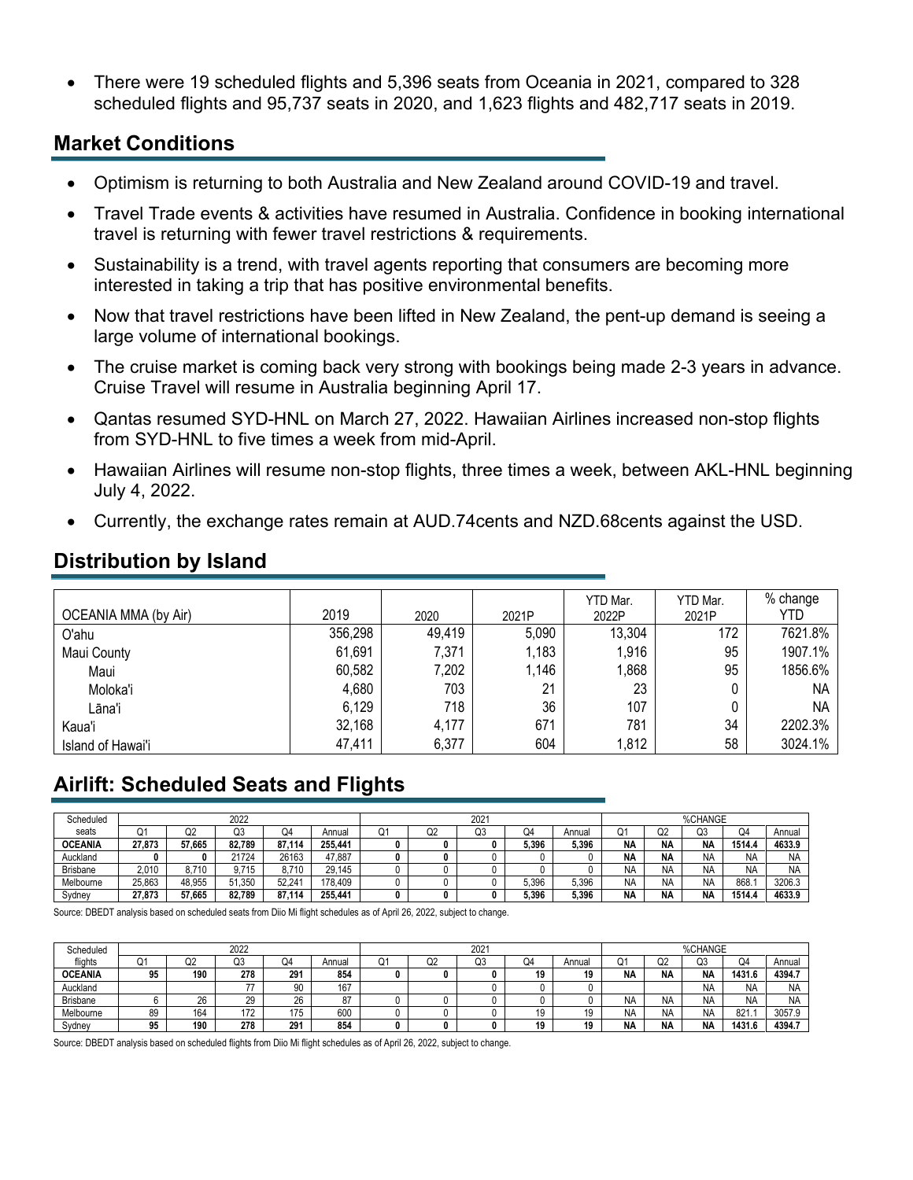- There were 19 scheduled flights and 5,396 seats from Oceania in 2021, compared to 328 scheduled flights and 95,737 seats in 2020, and 1,623 flights and 482,717 seats in 2019.

## Market Conditions

- Optimism is returning to both Australia and New Zealand around COVID-19 and travel.
- Travel Trade events & activities have resumed in Australia. Confidence in booking international travel is returning with fewer travel restrictions & requirements.
- Sustainability is a trend, with travel agents reporting that consumers are becoming more interested in taking a trip that has positive environmental benefits.
- Now that travel restrictions have been lifted in New Zealand, the pent-up demand is seeing a large volume of international bookings.
- The cruise market is coming back very strong with bookings being made 2-3 years in advance. Cruise Travel will resume in Australia beginning April 17.
- Qantas resumed SYD-HNL on March 27, 2022. Hawaiian Airlines increased non-stop flights from SYD-HNL to five times a week from mid-April.
- Hawaiian Airlines will resume non-stop flights, three times a week, between AKL-HNL beginning July 4, 2022.
- Currently, the exchange rates remain at AUD.74cents and NZD.68cents against the USD.

## Distribution by Island

| OCEANIA MMA (by Air) | 2019 | 2020 | 2021P | YTD Mar. 2022P | YTD Mar. 2021P | % change YTD |
|---|---|---|---|---|---|---|
| O'ahu | 356,298 | 49,419 | 5,090 | 13,304 | 172 | 7621.8% |
| Maui County | 61,691 | 7,371 | 1,183 | 1,916 | 95 | 1907.1% |
| Maui | 60,582 | 7,202 | 1,146 | 1,868 | 95 | 1856.6% |
| Moloka'i | 4,680 | 703 | 21 | 23 | 0 | NA |
| Lāna'i | 6,129 | 718 | 36 | 107 | 0 | NA |
| Kaua'i | 32,168 | 4,177 | 671 | 781 | 34 | 2202.3% |
| Island of Hawai'i | 47,411 | 6,377 | 604 | 1,812 | 58 | 3024.1% |

## Airlift: Scheduled Seats and Flights

| Scheduled | 2022 | | | | | 2021 | | | | | %CHANGE | | | | |
|---|---|---|---|---|---|---|---|---|---|---|---|---|---|---|---|
| seats | Q1 | Q2 | Q3 | Q4 | Annual | Q1 | Q2 | Q3 | Q4 | Annual | Q1 | Q2 | Q3 | Q4 | Annual |
| **OCEANIA** | **27,873** | **57,665** | **82,789** | **87,114** | **255,441** | **0** | **0** | **0** | **5,396** | **5,396** | **NA** | **NA** | **NA** | **1514.4** | **4633.9** |
| Auckland | **0** | **0** | 21724 | 26163 | 47,887 | **0** | **0** | 0 | 0 | 0 | **NA** | **NA** | NA | NA | NA |
| Brisbane | 2,010 | 8,710 | 9,715 | 8,710 | 29,145 | 0 | 0 | 0 | 0 | 0 | NA | NA | NA | NA | NA |
| Melbourne | 25,863 | 48,955 | 51,350 | 52,241 | 178,409 | 0 | 0 | 0 | 5,396 | 5,396 | NA | NA | NA | 868.1 | 3206.3 |
| Sydney | **27,873** | **57,665** | **82,789** | **87,114** | **255,441** | **0** | **0** | **0** | **5,396** | **5,396** | **NA** | **NA** | **NA** | **1514.4** | **4633.9** |

Source: DBEDT analysis based on scheduled seats from Diio Mi flight schedules as of April 26, 2022, subject to change.

| Scheduled | 2022 | | | | | 2021 | | | | | %CHANGE | | | | |
|---|---|---|---|---|---|---|---|---|---|---|---|---|---|---|---|
| flights | Q1 | Q2 | Q3 | Q4 | Annual | Q1 | Q2 | Q3 | Q4 | Annual | Q1 | Q2 | Q3 | Q4 | Annual |
| **OCEANIA** | **95** | **190** | **278** | **291** | **854** | **0** | **0** | **0** | **19** | **19** | **NA** | **NA** | **NA** | **1431.6** | **4394.7** |
| Auckland | | | 77 | 90 | 167 | | | 0 | 0 | 0 | | | NA | NA | NA |
| Brisbane | 6 | 26 | 29 | 26 | 87 | 0 | 0 | 0 | 0 | 0 | NA | NA | NA | NA | NA |
| Melbourne | 89 | 164 | 172 | 175 | 600 | 0 | 0 | 0 | 19 | 19 | NA | NA | NA | 821.1 | 3057.9 |
| Sydney | **95** | **190** | **278** | **291** | **854** | **0** | **0** | **0** | **19** | **19** | **NA** | **NA** | **NA** | **1431.6** | **4394.7** |

Source: DBEDT analysis based on scheduled flights from Diio Mi flight schedules as of April 26, 2022, subject to change.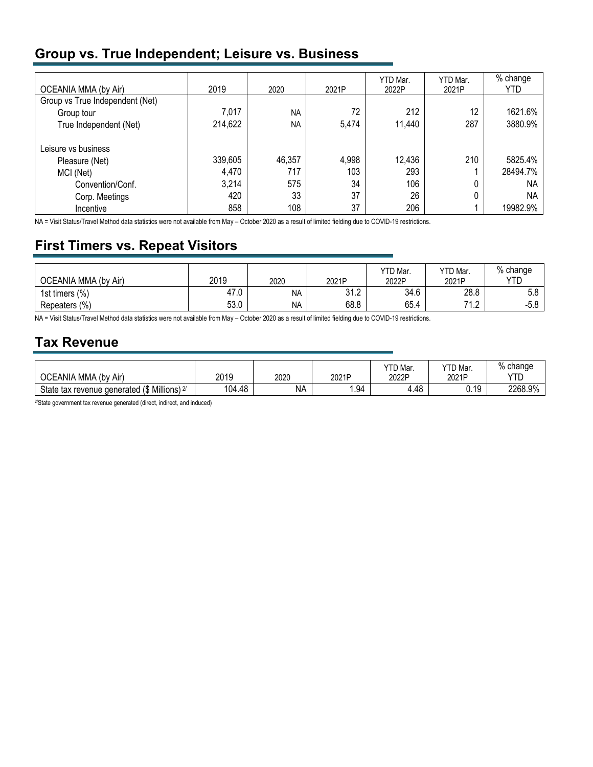## Group vs. True Independent; Leisure vs. Business

| OCEANIA MMA (by Air) | 2019 | 2020 | 2021P | YTD Mar. 2022P | YTD Mar. 2021P | % change YTD |
|---|---|---|---|---|---|---|
| Group vs True Independent (Net) | | | | | | |
| Group tour | 7,017 | NA | 72 | 212 | 12 | 1621.6% |
| True Independent (Net) | 214,622 | NA | 5,474 | 11,440 | 287 | 3880.9% |
| | | | | | | |
| Leisure vs business | | | | | | |
| Pleasure (Net) | 339,605 | 46,357 | 4,998 | 12,436 | 210 | 5825.4% |
| MCI (Net) | 4,470 | 717 | 103 | 293 | 1 | 28494.7% |
| Convention/Conf. | 3,214 | 575 | 34 | 106 | 0 | NA |
| Corp. Meetings | 420 | 33 | 37 | 26 | 0 | NA |
| Incentive | 858 | 108 | 37 | 206 | 1 | 19982.9% |

NA = Visit Status/Travel Method data statistics were not available from May – October 2020 as a result of limited fielding due to COVID-19 restrictions.

## First Timers vs. Repeat Visitors

| OCEANIA MMA (by Air) | 2019 | 2020 | 2021P | YTD Mar. 2022P | YTD Mar. 2021P | % change YTD |
|---|---|---|---|---|---|---|
| 1st timers (%) | 47.0 | NA | 31.2 | 34.6 | 28.8 | 5.8 |
| Repeaters (%) | 53.0 | NA | 68.8 | 65.4 | 71.2 | -5.8 |

NA = Visit Status/Travel Method data statistics were not available from May – October 2020 as a result of limited fielding due to COVID-19 restrictions.

## Tax Revenue

| OCEANIA MMA (by Air) | 2019 | 2020 | 2021P | YTD Mar. 2022P | YTD Mar. 2021P | % change YTD |
|---|---|---|---|---|---|---|
| State tax revenue generated ($ Millions) 2/ | 104.48 | NA | 1.94 | 4.48 | 0.19 | 2268.9% |

2/State government tax revenue generated (direct, indirect, and induced)